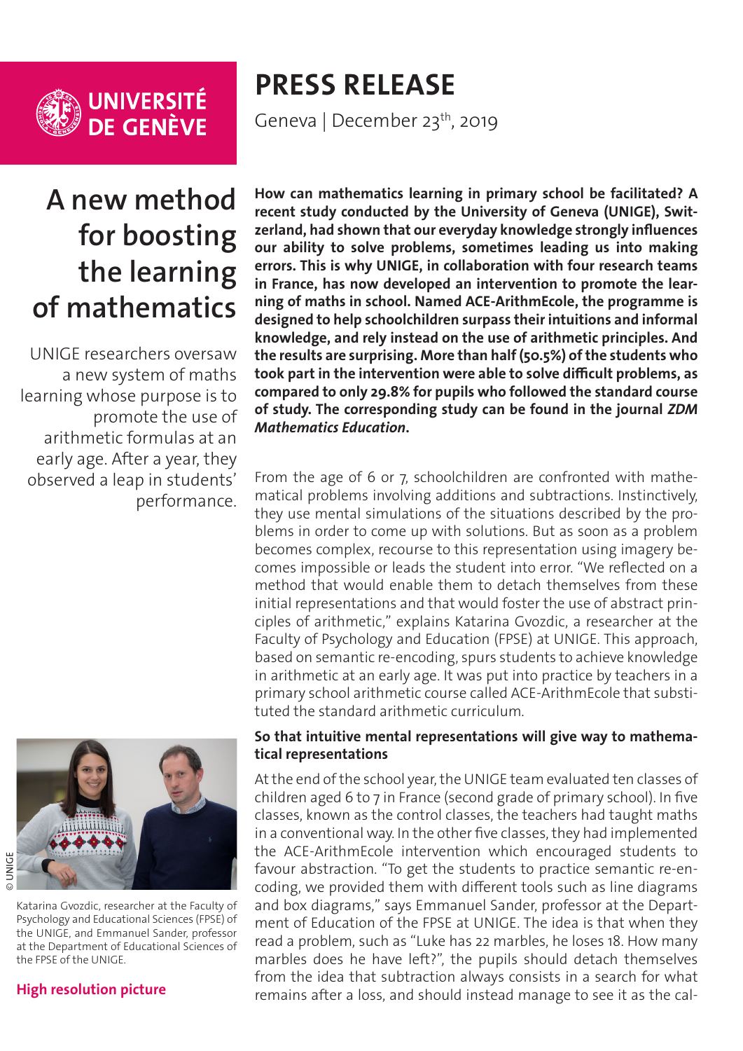UNIVERSITÉ DE GENÈVE

# PRESS RELEASE

Geneva | December 23th, 2019

## A new method for boosting the learning of mathematics

UNIGE researchers oversaw a new system of maths learning whose purpose is to promote the use of arithmetic formulas at an early age. After a year, they observed a leap in students' performance.

**How can mathematics learning in primary school be facilitated? A recent study conducted by the University of Geneva (UNIGE), Switzerland, had shown that our everyday knowledge strongly influences our ability to solve problems, sometimes leading us into making errors. This is why UNIGE, in collaboration with four research teams in France, has now developed an intervention to promote the learning of maths in school. Named ACE-ArithmEcole, the programme is designed to help schoolchildren surpass their intuitions and informal knowledge, and rely instead on the use of arithmetic principles. And the results are surprising. More than half (50.5%) of the students who took part in the intervention were able to solve difficult problems, as compared to only 29.8% for pupils who followed the standard course of study. The corresponding study can be found in the journal *ZDM Mathematics Education*.**

From the age of 6 or 7, schoolchildren are confronted with mathematical problems involving additions and subtractions. Instinctively, they use mental simulations of the situations described by the problems in order to come up with solutions. But as soon as a problem becomes complex, recourse to this representation using imagery becomes impossible or leads the student into error. "We reflected on a method that would enable them to detach themselves from these initial representations and that would foster the use of abstract principles of arithmetic," explains Katarina Gvozdic, a researcher at the Faculty of Psychology and Education (FPSE) at UNIGE. This approach, based on semantic re-encoding, spurs students to achieve knowledge in arithmetic at an early age. It was put into practice by teachers in a primary school arithmetic course called ACE-ArithmEcole that substituted the standard arithmetic curriculum.

© UNIGE

Katarina Gvozdic, researcher at the Faculty of Psychology and Educational Sciences (FPSE) of the UNIGE, and Emmanuel Sander, professor at the Department of Educational Sciences of the FPSE of the UNIGE.

High resolution picture

### So that intuitive mental representations will give way to mathematical representations

At the end of the school year, the UNIGE team evaluated ten classes of children aged 6 to 7 in France (second grade of primary school). In five classes, known as the control classes, the teachers had taught maths in a conventional way. In the other five classes, they had implemented the ACE-ArithmEcole intervention which encouraged students to favour abstraction. "To get the students to practice semantic re-encoding, we provided them with different tools such as line diagrams and box diagrams," says Emmanuel Sander, professor at the Department of Education of the FPSE at UNIGE. The idea is that when they read a problem, such as "Luke has 22 marbles, he loses 18. How many marbles does he have left?", the pupils should detach themselves from the idea that subtraction always consists in a search for what remains after a loss, and should instead manage to see it as the cal-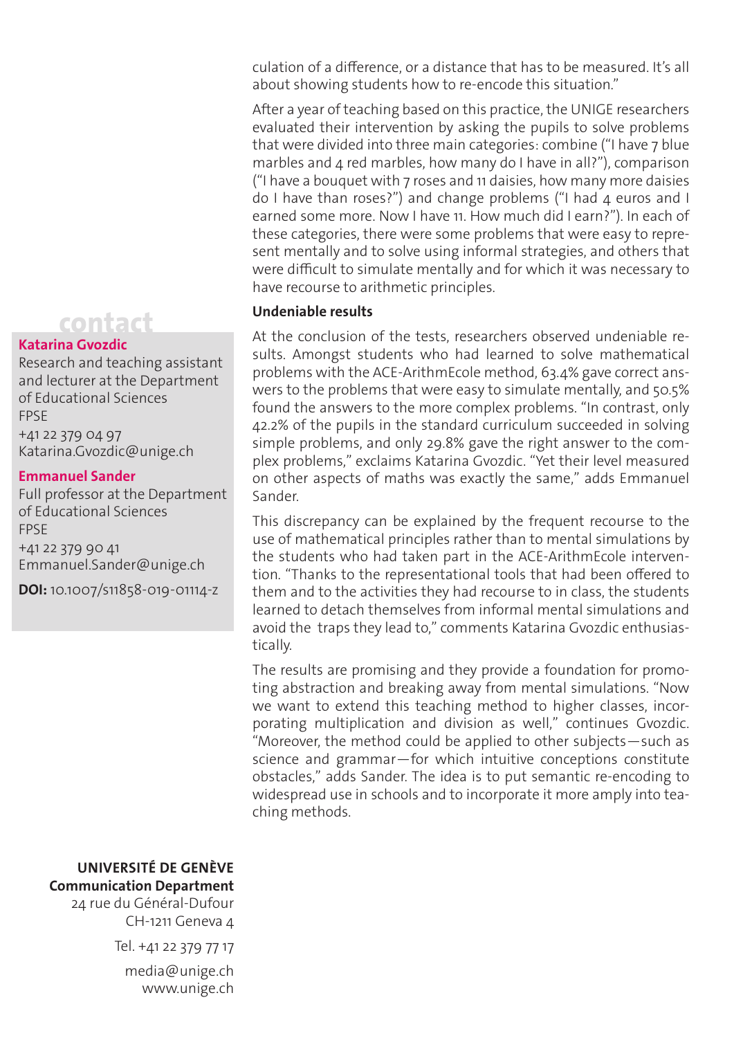culation of a difference, or a distance that has to be measured. It's all about showing students how to re-encode this situation."

After a year of teaching based on this practice, the UNIGE researchers evaluated their intervention by asking the pupils to solve problems that were divided into three main categories: combine ("I have 7 blue marbles and 4 red marbles, how many do I have in all?"), comparison ("I have a bouquet with 7 roses and 11 daisies, how many more daisies do I have than roses?") and change problems ("I had 4 euros and I earned some more. Now I have 11. How much did I earn?"). In each of these categories, there were some problems that were easy to represent mentally and to solve using informal strategies, and others that were difficult to simulate mentally and for which it was necessary to have recourse to arithmetic principles.

**Undeniable results**

At the conclusion of the tests, researchers observed undeniable results. Amongst students who had learned to solve mathematical problems with the ACE-ArithmEcole method, 63.4% gave correct answers to the problems that were easy to simulate mentally, and 50.5% found the answers to the more complex problems. "In contrast, only 42.2% of the pupils in the standard curriculum succeeded in solving simple problems, and only 29.8% gave the right answer to the complex problems," exclaims Katarina Gvozdic. "Yet their level measured on other aspects of maths was exactly the same," adds Emmanuel Sander.

This discrepancy can be explained by the frequent recourse to the use of mathematical principles rather than to mental simulations by the students who had taken part in the ACE-ArithmEcole intervention. "Thanks to the representational tools that had been offered to them and to the activities they had recourse to in class, the students learned to detach themselves from informal mental simulations and avoid the traps they lead to," comments Katarina Gvozdic enthusiastically.

The results are promising and they provide a foundation for promoting abstraction and breaking away from mental simulations. "Now we want to extend this teaching method to higher classes, incorporating multiplication and division as well," continues Gvozdic. "Moreover, the method could be applied to other subjects—such as science and grammar—for which intuitive conceptions constitute obstacles," adds Sander. The idea is to put semantic re-encoding to widespread use in schools and to incorporate it more amply into teaching methods.

## contact

**Katarina Gvozdic**
Research and teaching assistant and lecturer at the Department of Educational Sciences
FPSE
+41 22 379 04 97
Katarina.Gvozdic@unige.ch

**Emmanuel Sander**
Full professor at the Department of Educational Sciences
FPSE
+41 22 379 90 41
Emmanuel.Sander@unige.ch

**DOI:** 10.1007/s11858-019-01114-z

**UNIVERSITÉ DE GENÈVE**
**Communication Department**
24 rue du Général-Dufour
CH-1211 Geneva 4

Tel. +41 22 379 77 17

media@unige.ch
www.unige.ch